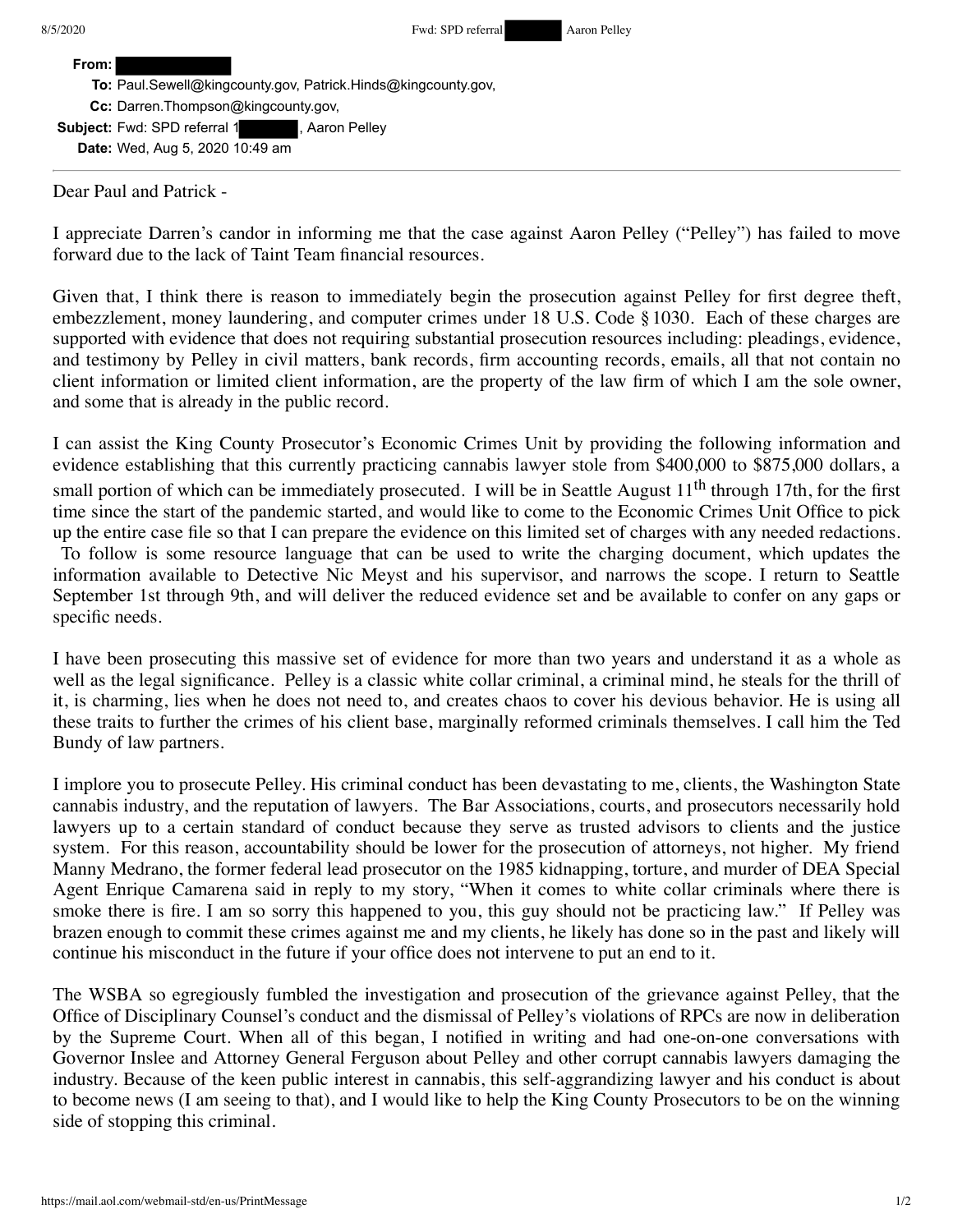**From:** [REDACTED]

**To:** Paul.Sewell@kingcounty.gov, Patrick.Hinds@kingcounty.gov,

**Cc:** Darren.Thompson@kingcounty.gov,

**Subject:** Fwd: SPD referral 1[REDACTED], Aaron Pelley

**Date:** Wed, Aug 5, 2020 10:49 am

---

Dear Paul and Patrick -

I appreciate Darren's candor in informing me that the case against Aaron Pelley ("Pelley") has failed to move forward due to the lack of Taint Team financial resources.

Given that, I think there is reason to immediately begin the prosecution against Pelley for first degree theft, embezzlement, money laundering, and computer crimes under 18 U.S. Code § 1030. Each of these charges are supported with evidence that does not requiring substantial prosecution resources including: pleadings, evidence, and testimony by Pelley in civil matters, bank records, firm accounting records, emails, all that not contain no client information or limited client information, are the property of the law firm of which I am the sole owner, and some that is already in the public record.

I can assist the King County Prosecutor's Economic Crimes Unit by providing the following information and evidence establishing that this currently practicing cannabis lawyer stole from $400,000 to $875,000 dollars, a small portion of which can be immediately prosecuted. I will be in Seattle August 11th through 17th, for the first time since the start of the pandemic started, and would like to come to the Economic Crimes Unit Office to pick up the entire case file so that I can prepare the evidence on this limited set of charges with any needed redactions. To follow is some resource language that can be used to write the charging document, which updates the information available to Detective Nic Meyst and his supervisor, and narrows the scope. I return to Seattle September 1st through 9th, and will deliver the reduced evidence set and be available to confer on any gaps or specific needs.

I have been prosecuting this massive set of evidence for more than two years and understand it as a whole as well as the legal significance. Pelley is a classic white collar criminal, a criminal mind, he steals for the thrill of it, is charming, lies when he does not need to, and creates chaos to cover his devious behavior. He is using all these traits to further the crimes of his client base, marginally reformed criminals themselves. I call him the Ted Bundy of law partners.

I implore you to prosecute Pelley. His criminal conduct has been devastating to me, clients, the Washington State cannabis industry, and the reputation of lawyers. The Bar Associations, courts, and prosecutors necessarily hold lawyers up to a certain standard of conduct because they serve as trusted advisors to clients and the justice system. For this reason, accountability should be lower for the prosecution of attorneys, not higher. My friend Manny Medrano, the former federal lead prosecutor on the 1985 kidnapping, torture, and murder of DEA Special Agent Enrique Camarena said in reply to my story, "When it comes to white collar criminals where there is smoke there is fire. I am so sorry this happened to you, this guy should not be practicing law." If Pelley was brazen enough to commit these crimes against me and my clients, he likely has done so in the past and likely will continue his misconduct in the future if your office does not intervene to put an end to it.

The WSBA so egregiously fumbled the investigation and prosecution of the grievance against Pelley, that the Office of Disciplinary Counsel's conduct and the dismissal of Pelley's violations of RPCs are now in deliberation by the Supreme Court. When all of this began, I notified in writing and had one-on-one conversations with Governor Inslee and Attorney General Ferguson about Pelley and other corrupt cannabis lawyers damaging the industry. Because of the keen public interest in cannabis, this self-aggrandizing lawyer and his conduct is about to become news (I am seeing to that), and I would like to help the King County Prosecutors to be on the winning side of stopping this criminal.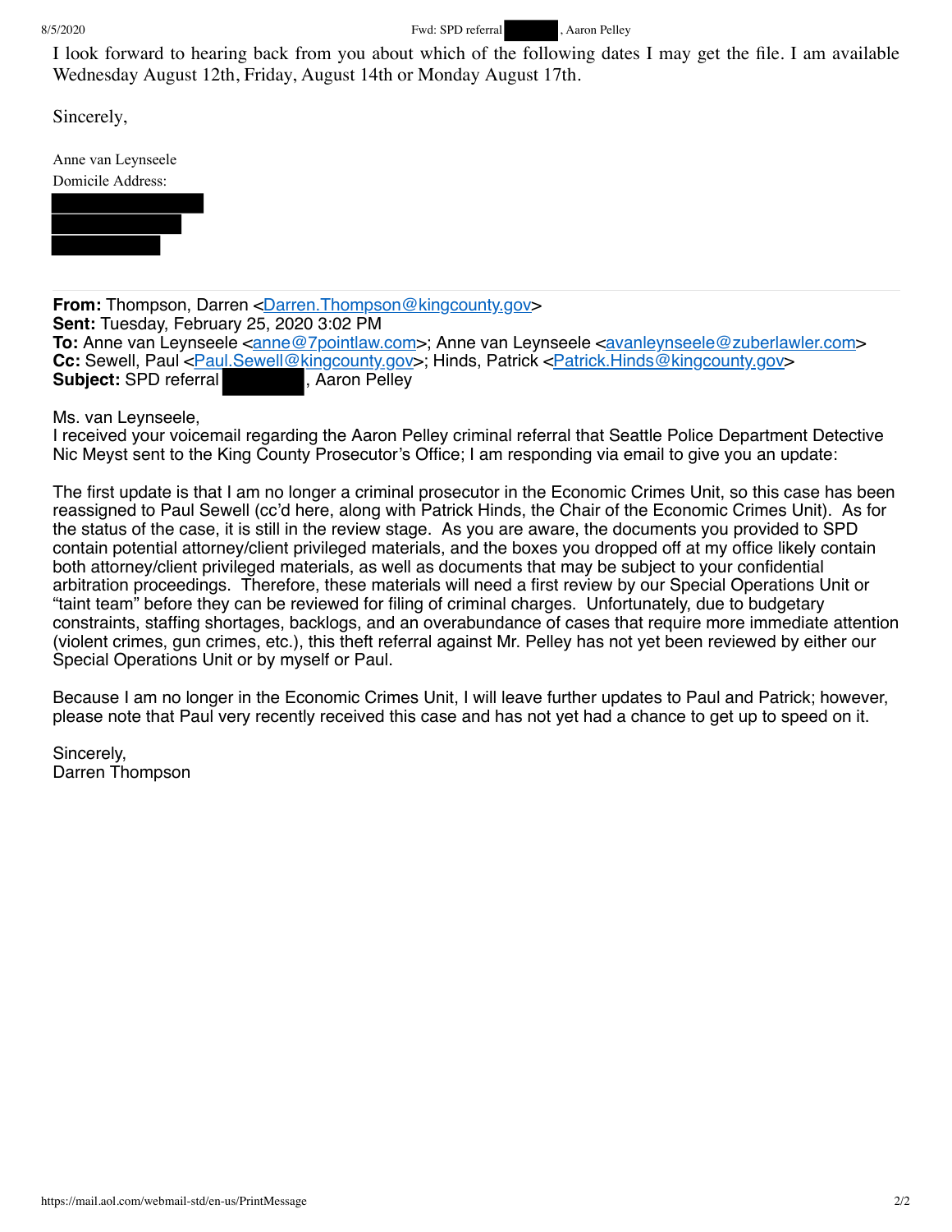I look forward to hearing back from you about which of the following dates I may get the file. I am available Wednesday August 12th, Friday, August 14th or Monday August 17th.

Sincerely,

Anne van Leynseele
Domicile Address:

---

**From:** Thompson, Darren <Darren.Thompson@kingcounty.gov>
**Sent:** Tuesday, February 25, 2020 3:02 PM
**To:** Anne van Leynseele <anne@7pointlaw.com>; Anne van Leynseele <avanleynseele@zuberlawler.com>
**Cc:** Sewell, Paul <Paul.Sewell@kingcounty.gov>; Hinds, Patrick <Patrick.Hinds@kingcounty.gov>
**Subject:** SPD referral , Aaron Pelley

Ms. van Leynseele,
I received your voicemail regarding the Aaron Pelley criminal referral that Seattle Police Department Detective Nic Meyst sent to the King County Prosecutor's Office; I am responding via email to give you an update:

The first update is that I am no longer a criminal prosecutor in the Economic Crimes Unit, so this case has been reassigned to Paul Sewell (cc'd here, along with Patrick Hinds, the Chair of the Economic Crimes Unit). As for the status of the case, it is still in the review stage. As you are aware, the documents you provided to SPD contain potential attorney/client privileged materials, and the boxes you dropped off at my office likely contain both attorney/client privileged materials, as well as documents that may be subject to your confidential arbitration proceedings. Therefore, these materials will need a first review by our Special Operations Unit or "taint team" before they can be reviewed for filing of criminal charges. Unfortunately, due to budgetary constraints, staffing shortages, backlogs, and an overabundance of cases that require more immediate attention (violent crimes, gun crimes, etc.), this theft referral against Mr. Pelley has not yet been reviewed by either our Special Operations Unit or by myself or Paul.

Because I am no longer in the Economic Crimes Unit, I will leave further updates to Paul and Patrick; however, please note that Paul very recently received this case and has not yet had a chance to get up to speed on it.

Sincerely,
Darren Thompson